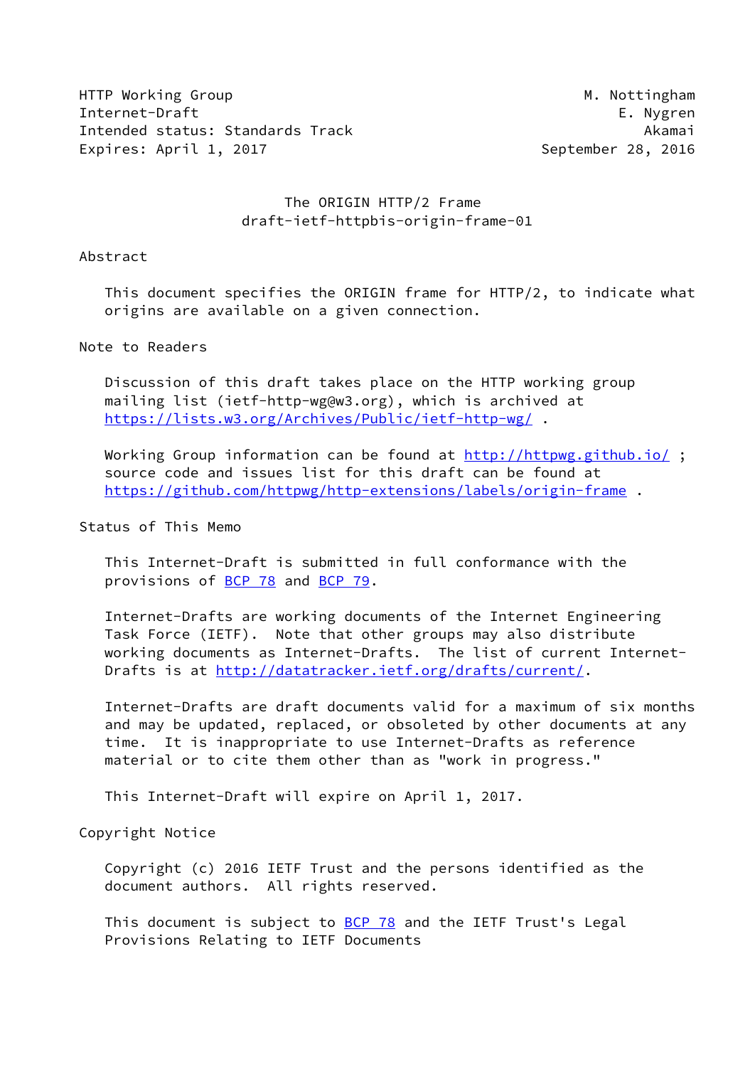HTTP Working Group — M. Nottingham
Internet-Draft — E. Nygren
Intended status: Standards Track — Akamai
Expires: April 1, 2017 — September 28, 2016

# The ORIGIN HTTP/2 Frame
draft-ietf-httpbis-origin-frame-01

## Abstract

This document specifies the ORIGIN frame for HTTP/2, to indicate what origins are available on a given connection.

## Note to Readers

Discussion of this draft takes place on the HTTP working group mailing list (ietf-http-wg@w3.org), which is archived at https://lists.w3.org/Archives/Public/ietf-http-wg/ .

Working Group information can be found at http://httpwg.github.io/ ; source code and issues list for this draft can be found at https://github.com/httpwg/http-extensions/labels/origin-frame .

## Status of This Memo

This Internet-Draft is submitted in full conformance with the provisions of BCP 78 and BCP 79.

Internet-Drafts are working documents of the Internet Engineering Task Force (IETF). Note that other groups may also distribute working documents as Internet-Drafts. The list of current Internet-Drafts is at http://datatracker.ietf.org/drafts/current/.

Internet-Drafts are draft documents valid for a maximum of six months and may be updated, replaced, or obsoleted by other documents at any time. It is inappropriate to use Internet-Drafts as reference material or to cite them other than as "work in progress."

This Internet-Draft will expire on April 1, 2017.

## Copyright Notice

Copyright (c) 2016 IETF Trust and the persons identified as the document authors. All rights reserved.

This document is subject to BCP 78 and the IETF Trust's Legal Provisions Relating to IETF Documents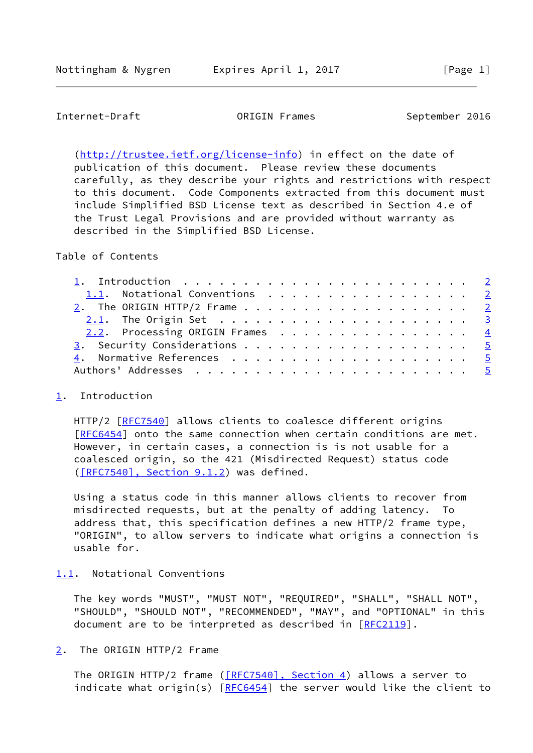(http://trustee.ietf.org/license-info) in effect on the date of publication of this document. Please review these documents carefully, as they describe your rights and restrictions with respect to this document. Code Components extracted from this document must include Simplified BSD License text as described in Section 4.e of the Trust Legal Provisions and are provided without warranty as described in the Simplified BSD License.

Table of Contents

- 1. Introduction . . . . . . . . . . . . . . . . . . . . . . . . 2
  - 1.1. Notational Conventions . . . . . . . . . . . . . . . . . . 2
- 2. The ORIGIN HTTP/2 Frame . . . . . . . . . . . . . . . . . . . 2
  - 2.1. The Origin Set . . . . . . . . . . . . . . . . . . . . . 3
  - 2.2. Processing ORIGIN Frames . . . . . . . . . . . . . . . . 4
- 3. Security Considerations . . . . . . . . . . . . . . . . . . . 5
- 4. Normative References . . . . . . . . . . . . . . . . . . . . 5
- Authors' Addresses . . . . . . . . . . . . . . . . . . . . . . . 5

## 1. Introduction

HTTP/2 [RFC7540] allows clients to coalesce different origins [RFC6454] onto the same connection when certain conditions are met. However, in certain cases, a connection is is not usable for a coalesced origin, so the 421 (Misdirected Request) status code ([RFC7540], Section 9.1.2) was defined.

Using a status code in this manner allows clients to recover from misdirected requests, but at the penalty of adding latency. To address that, this specification defines a new HTTP/2 frame type, "ORIGIN", to allow servers to indicate what origins a connection is usable for.

### 1.1. Notational Conventions

The key words "MUST", "MUST NOT", "REQUIRED", "SHALL", "SHALL NOT", "SHOULD", "SHOULD NOT", "RECOMMENDED", "MAY", and "OPTIONAL" in this document are to be interpreted as described in [RFC2119].

## 2. The ORIGIN HTTP/2 Frame

The ORIGIN HTTP/2 frame ([RFC7540], Section 4) allows a server to indicate what origin(s) [RFC6454] the server would like the client to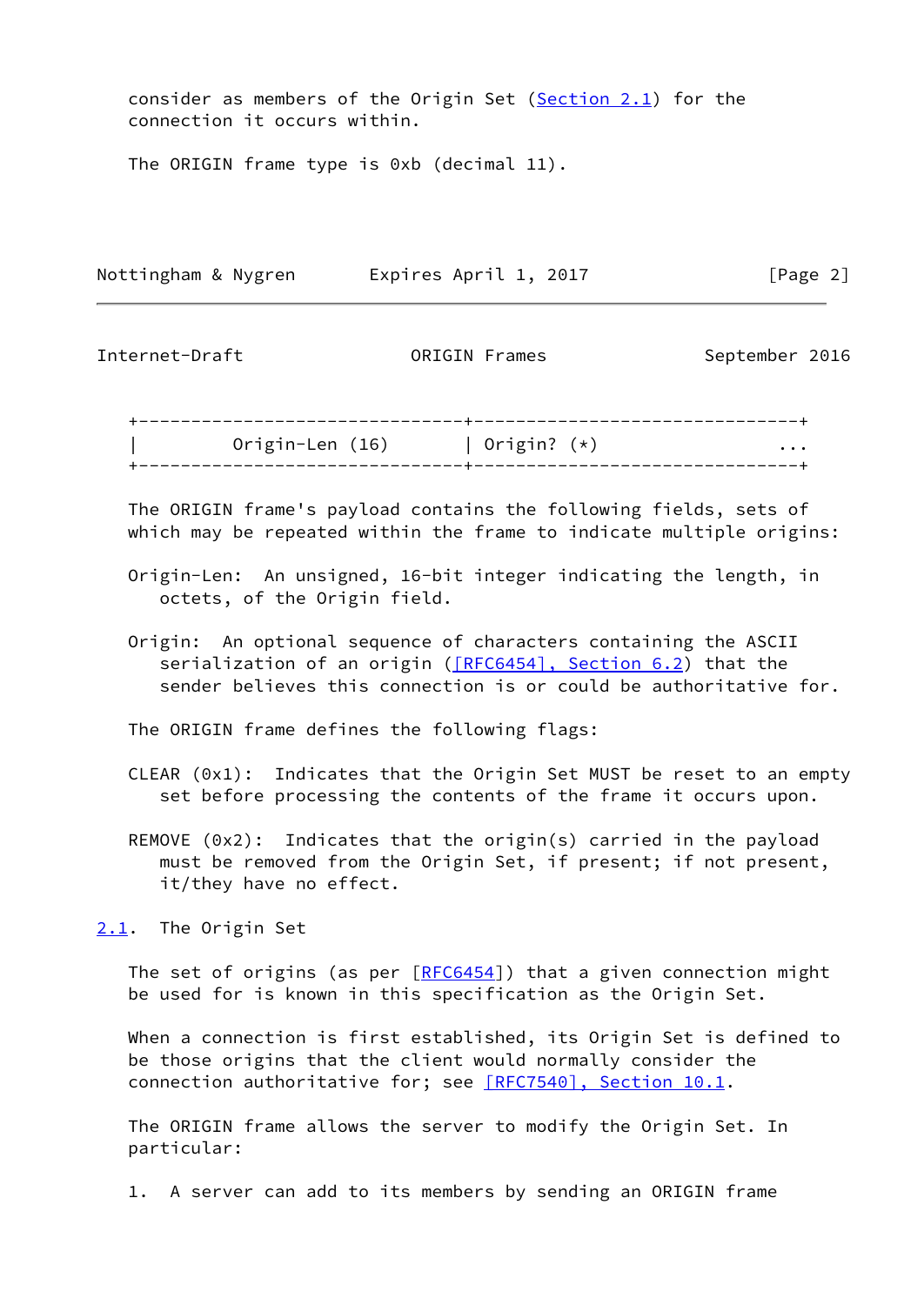consider as members of the Origin Set (Section 2.1) for the connection it occurs within.

The ORIGIN frame type is 0xb (decimal 11).

```
+-------------------------------+-------------------------------+
|         Origin-Len (16)       | Origin? (*)                 ...
+-------------------------------+-------------------------------+
```

The ORIGIN frame's payload contains the following fields, sets of which may be repeated within the frame to indicate multiple origins:

Origin-Len: An unsigned, 16-bit integer indicating the length, in octets, of the Origin field.

Origin: An optional sequence of characters containing the ASCII serialization of an origin ([RFC6454], Section 6.2) that the sender believes this connection is or could be authoritative for.

The ORIGIN frame defines the following flags:

CLEAR (0x1): Indicates that the Origin Set MUST be reset to an empty set before processing the contents of the frame it occurs upon.

REMOVE (0x2): Indicates that the origin(s) carried in the payload must be removed from the Origin Set, if present; if not present, it/they have no effect.

## 2.1. The Origin Set

The set of origins (as per [RFC6454]) that a given connection might be used for is known in this specification as the Origin Set.

When a connection is first established, its Origin Set is defined to be those origins that the client would normally consider the connection authoritative for; see [RFC7540], Section 10.1.

The ORIGIN frame allows the server to modify the Origin Set. In particular:

1. A server can add to its members by sending an ORIGIN frame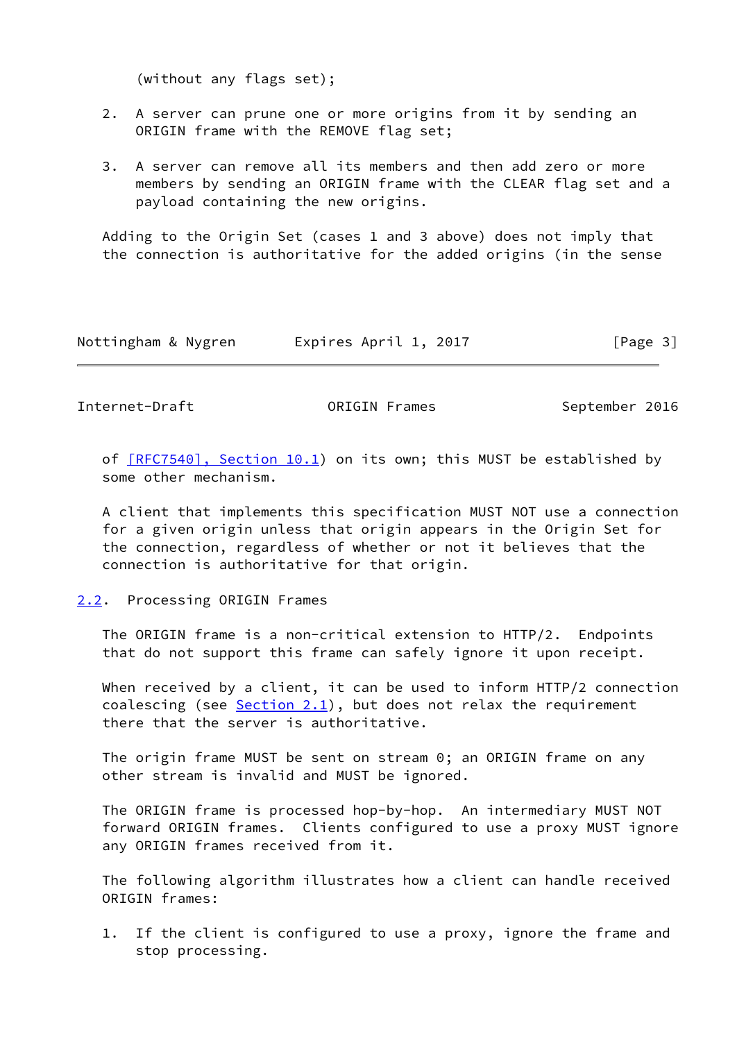(without any flags set);

2. A server can prune one or more origins from it by sending an ORIGIN frame with the REMOVE flag set;

3. A server can remove all its members and then add zero or more members by sending an ORIGIN frame with the CLEAR flag set and a payload containing the new origins.

Adding to the Origin Set (cases 1 and 3 above) does not imply that the connection is authoritative for the added origins (in the sense of [RFC7540], Section 10.1) on its own; this MUST be established by some other mechanism.

A client that implements this specification MUST NOT use a connection for a given origin unless that origin appears in the Origin Set for the connection, regardless of whether or not it believes that the connection is authoritative for that origin.

## 2.2. Processing ORIGIN Frames

The ORIGIN frame is a non-critical extension to HTTP/2. Endpoints that do not support this frame can safely ignore it upon receipt.

When received by a client, it can be used to inform HTTP/2 connection coalescing (see Section 2.1), but does not relax the requirement there that the server is authoritative.

The origin frame MUST be sent on stream 0; an ORIGIN frame on any other stream is invalid and MUST be ignored.

The ORIGIN frame is processed hop-by-hop. An intermediary MUST NOT forward ORIGIN frames. Clients configured to use a proxy MUST ignore any ORIGIN frames received from it.

The following algorithm illustrates how a client can handle received ORIGIN frames:

1. If the client is configured to use a proxy, ignore the frame and stop processing.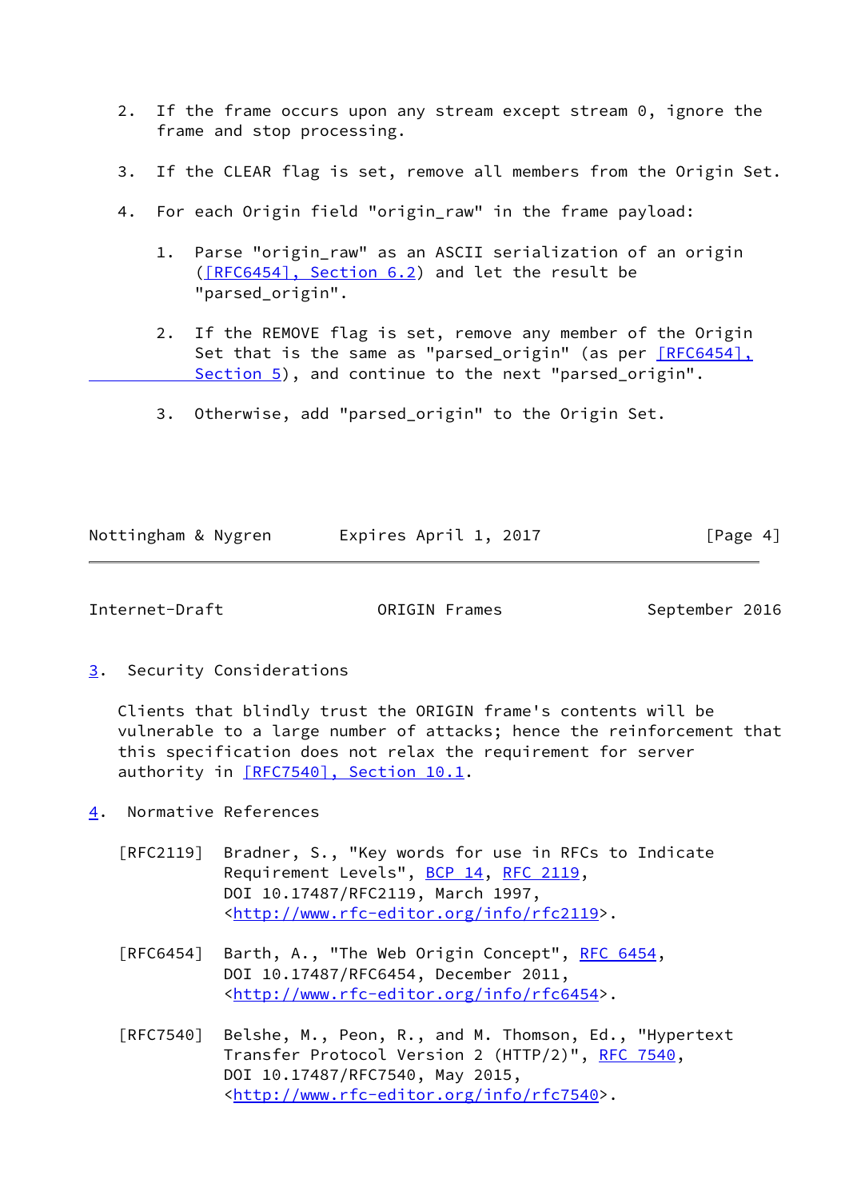2. If the frame occurs upon any stream except stream 0, ignore the frame and stop processing.

3. If the CLEAR flag is set, remove all members from the Origin Set.

4. For each Origin field "origin_raw" in the frame payload:

   1. Parse "origin_raw" as an ASCII serialization of an origin ([RFC6454], Section 6.2) and let the result be "parsed_origin".

   2. If the REMOVE flag is set, remove any member of the Origin Set that is the same as "parsed_origin" (as per [RFC6454], Section 5), and continue to the next "parsed_origin".

   3. Otherwise, add "parsed_origin" to the Origin Set.

## 3. Security Considerations

Clients that blindly trust the ORIGIN frame's contents will be vulnerable to a large number of attacks; hence the reinforcement that this specification does not relax the requirement for server authority in [RFC7540], Section 10.1.

## 4. Normative References

[RFC2119] Bradner, S., "Key words for use in RFCs to Indicate Requirement Levels", BCP 14, RFC 2119, DOI 10.17487/RFC2119, March 1997, <http://www.rfc-editor.org/info/rfc2119>.

[RFC6454] Barth, A., "The Web Origin Concept", RFC 6454, DOI 10.17487/RFC6454, December 2011, <http://www.rfc-editor.org/info/rfc6454>.

[RFC7540] Belshe, M., Peon, R., and M. Thomson, Ed., "Hypertext Transfer Protocol Version 2 (HTTP/2)", RFC 7540, DOI 10.17487/RFC7540, May 2015, <http://www.rfc-editor.org/info/rfc7540>.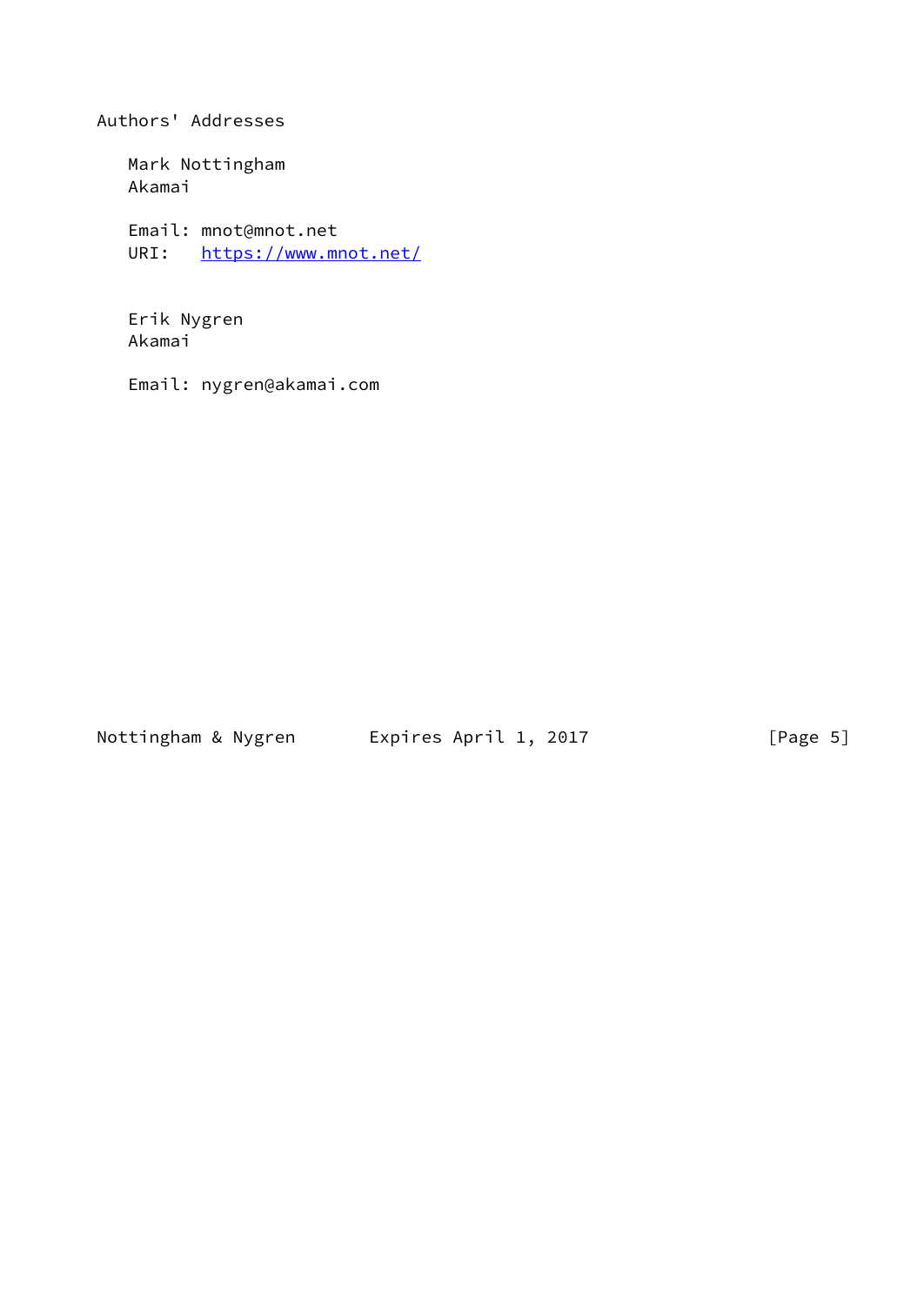## Authors' Addresses

Mark Nottingham
Akamai

Email: mnot@mnot.net
URI: https://www.mnot.net/

Erik Nygren
Akamai

Email: nygren@akamai.com